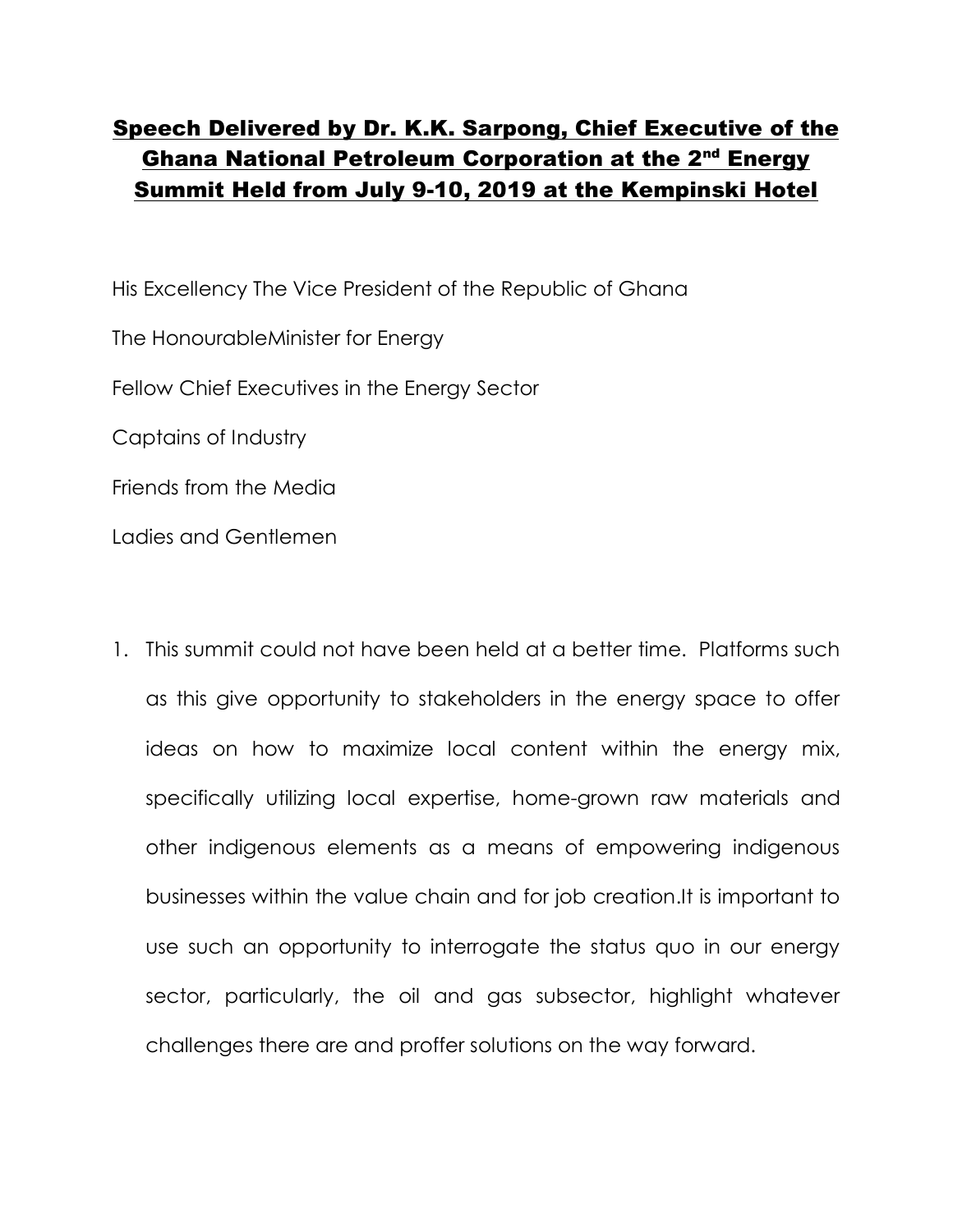# Speech Delivered by Dr. K.K. Sarpong, Chief Executive of the Ghana National Petroleum Corporation at the 2nd Energy Summit Held from July 9-10, 2019 at the Kempinski Hotel

His Excellency The Vice President of the Republic of Ghana

The HonourableMinister for Energy

Fellow Chief Executives in the Energy Sector

Captains of Industry

Friends from the Media

Ladies and Gentlemen

1. This summit could not have been held at a better time. Platforms such as this give opportunity to stakeholders in the energy space to offer ideas on how to maximize local content within the energy mix, specifically utilizing local expertise, home-grown raw materials and other indigenous elements as a means of empowering indigenous businesses within the value chain and for job creation.It is important to use such an opportunity to interrogate the status quo in our energy sector, particularly, the oil and gas subsector, highlight whatever challenges there are and proffer solutions on the way forward.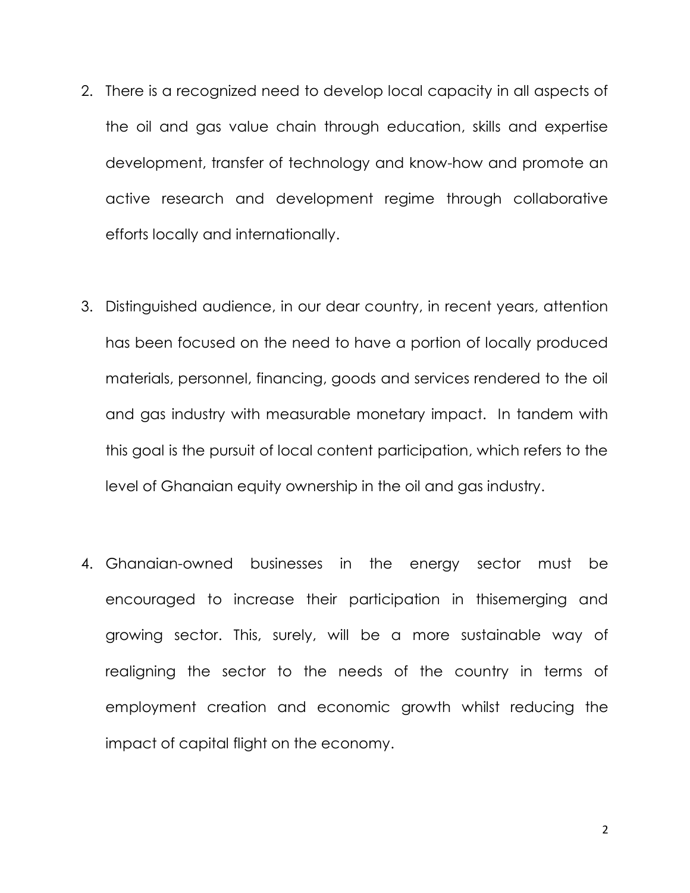2. There is a recognized need to develop local capacity in all aspects of the oil and gas value chain through education, skills and expertise development, transfer of technology and know-how and promote an active research and development regime through collaborative efforts locally and internationally.

3. Distinguished audience, in our dear country, in recent years, attention has been focused on the need to have a portion of locally produced materials, personnel, financing, goods and services rendered to the oil and gas industry with measurable monetary impact. In tandem with this goal is the pursuit of local content participation, which refers to the level of Ghanaian equity ownership in the oil and gas industry.

4. Ghanaian-owned businesses in the energy sector must be encouraged to increase their participation in thisemerging and growing sector. This, surely, will be a more sustainable way of realigning the sector to the needs of the country in terms of employment creation and economic growth whilst reducing the impact of capital flight on the economy.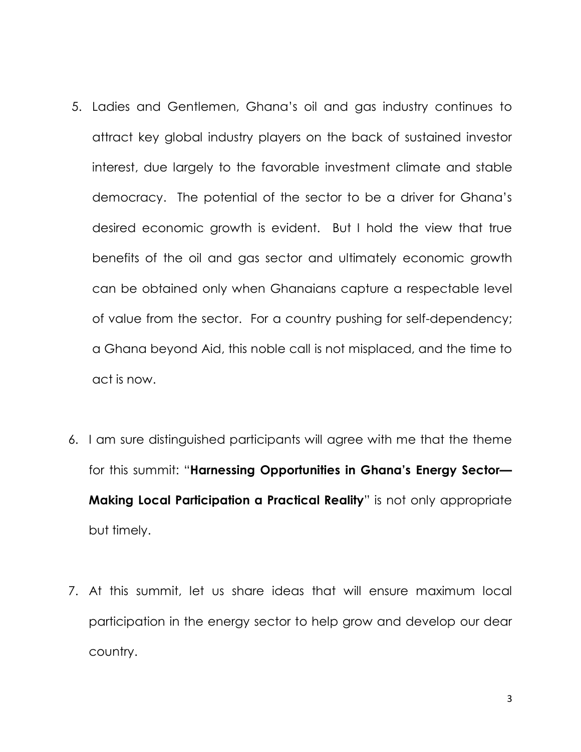5. Ladies and Gentlemen, Ghana's oil and gas industry continues to attract key global industry players on the back of sustained investor interest, due largely to the favorable investment climate and stable democracy. The potential of the sector to be a driver for Ghana's desired economic growth is evident. But I hold the view that true benefits of the oil and gas sector and ultimately economic growth can be obtained only when Ghanaians capture a respectable level of value from the sector. For a country pushing for self-dependency; a Ghana beyond Aid, this noble call is not misplaced, and the time to act is now.

6. I am sure distinguished participants will agree with me that the theme for this summit: "**Harnessing Opportunities in Ghana's Energy Sector—Making Local Participation a Practical Reality**" is not only appropriate but timely.

7. At this summit, let us share ideas that will ensure maximum local participation in the energy sector to help grow and develop our dear country.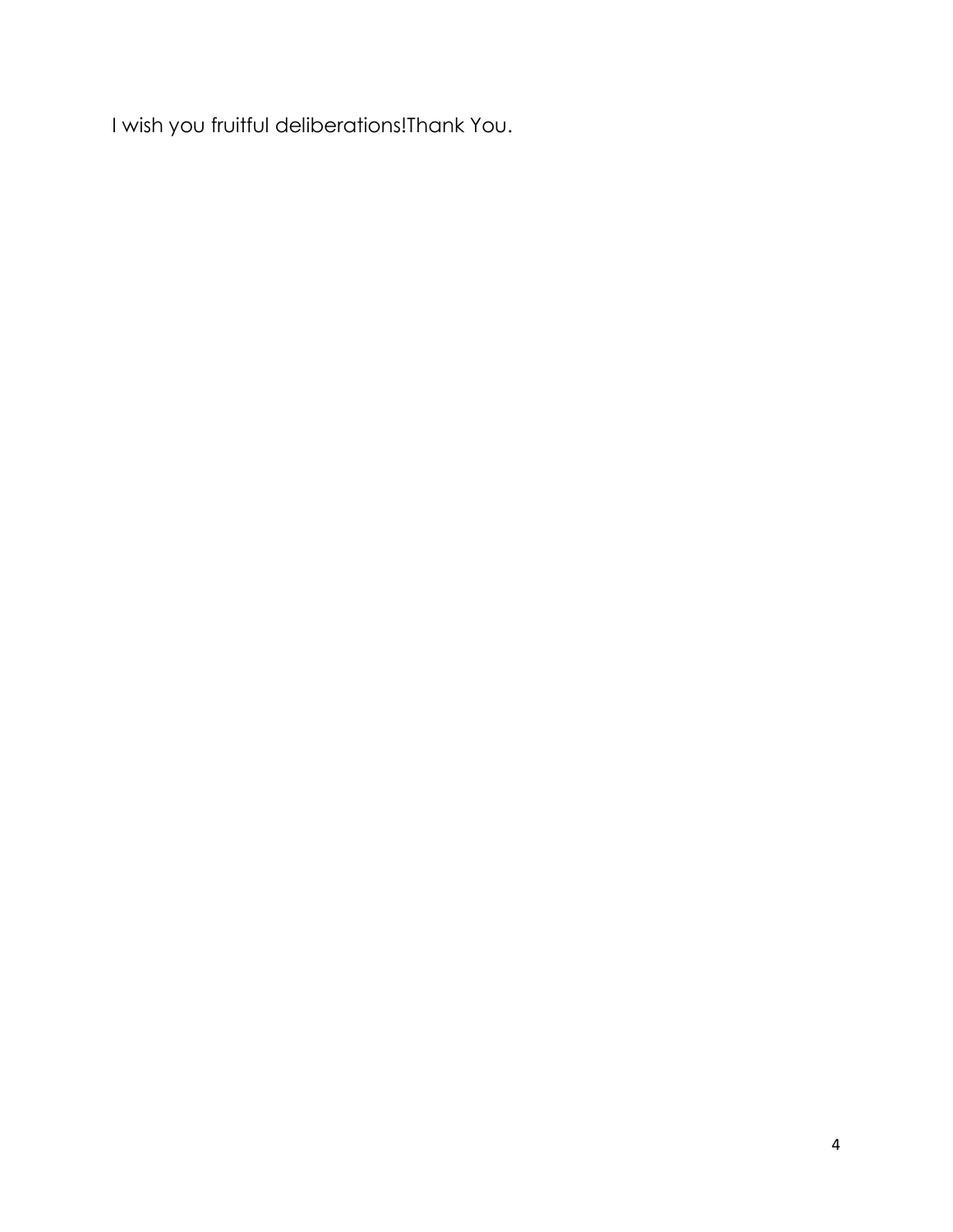I wish you fruitful deliberations!Thank You.